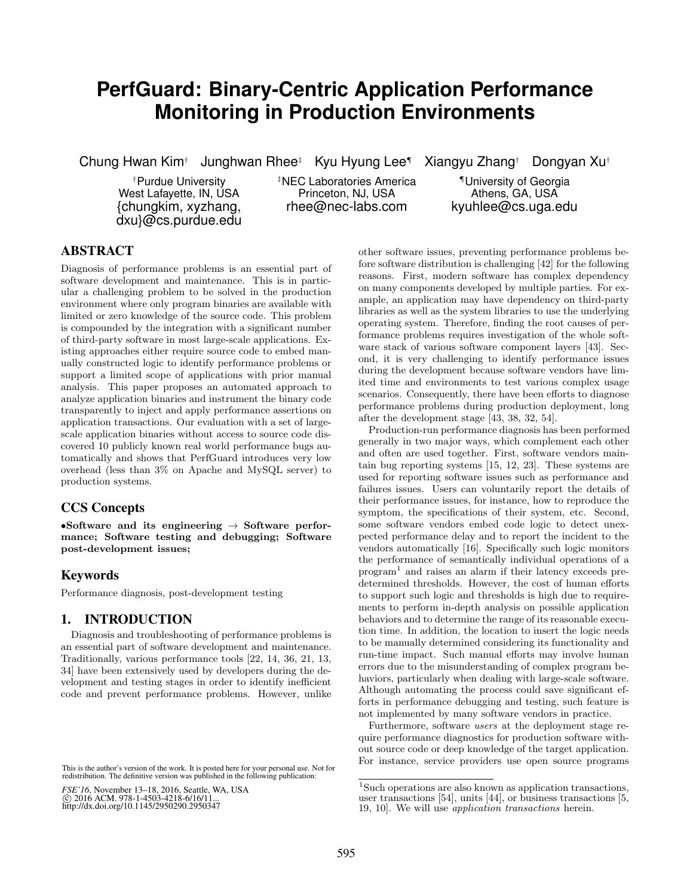# PerfGuard: Binary-Centric Application Performance Monitoring in Production Environments

Chung Hwan Kim[†] Junghwan Rhee[‡] Kyu Hyung Lee[¶] Xiangyu Zhang[†] Dongyan Xu[†]

[†]Purdue University
West Lafayette, IN, USA
{chungkim, xyzhang, dxu}@cs.purdue.edu

[‡]NEC Laboratories America
Princeton, NJ, USA
rhee@nec-labs.com

[¶]University of Georgia
Athens, GA, USA
kyuhlee@cs.uga.edu

## ABSTRACT

Diagnosis of performance problems is an essential part of software development and maintenance. This is in particular a challenging problem to be solved in the production environment where only program binaries are available with limited or zero knowledge of the source code. This problem is compounded by the integration with a significant number of third-party software in most large-scale applications. Existing approaches either require source code to embed manually constructed logic to identify performance problems or support a limited scope of applications with prior manual analysis. This paper proposes an automated approach to analyze application binaries and instrument the binary code transparently to inject and apply performance assertions on application transactions. Our evaluation with a set of large-scale application binaries without access to source code discovered 10 publicly known real world performance bugs automatically and shows that PerfGuard introduces very low overhead (less than 3% on Apache and MySQL server) to production systems.

## CCS Concepts

**•Software and its engineering → Software performance; Software testing and debugging; Software post-development issues;**

## Keywords

Performance diagnosis, post-development testing

## 1. INTRODUCTION

Diagnosis and troubleshooting of performance problems is an essential part of software development and maintenance. Traditionally, various performance tools [22, 14, 36, 21, 13, 34] have been extensively used by developers during the development and testing stages in order to identify inefficient code and prevent performance problems. However, unlike other software issues, preventing performance problems before software distribution is challenging [42] for the following reasons. First, modern software has complex dependency on many components developed by multiple parties. For example, an application may have dependency on third-party libraries as well as the system libraries to use the underlying operating system. Therefore, finding the root causes of performance problems requires investigation of the whole software stack of various software component layers [43]. Second, it is very challenging to identify performance issues during the development because software vendors have limited time and environments to test various complex usage scenarios. Consequently, there have been efforts to diagnose performance problems during production deployment, long after the development stage [43, 38, 32, 54].

Production-run performance diagnosis has been performed generally in two major ways, which complement each other and often are used together. First, software vendors maintain bug reporting systems [15, 12, 23]. These systems are used for reporting software issues such as performance and failures issues. Users can voluntarily report the details of their performance issues, for instance, how to reproduce the symptom, the specifications of their system, etc. Second, some software vendors embed code logic to detect unexpected performance delay and to report the incident to the vendors automatically [16]. Specifically such logic monitors the performance of semantically individual operations of a program[1] and raises an alarm if their latency exceeds predetermined thresholds. However, the cost of human efforts to support such logic and thresholds is high due to requirements to perform in-depth analysis on possible application behaviors and to determine the range of its reasonable execution time. In addition, the location to insert the logic needs to be manually determined considering its functionality and run-time impact. Such manual efforts may involve human errors due to the misunderstanding of complex program behaviors, particularly when dealing with large-scale software. Although automating the process could save significant efforts in performance debugging and testing, such feature is not implemented by many software vendors in practice.

Furthermore, software *users* at the deployment stage require performance diagnostics for production software without source code or deep knowledge of the target application. For instance, service providers use open source programs

[1]Such operations are also known as application transactions, user transactions [54], units [44], or business transactions [5, 19, 10]. We will use *application transactions* herein.

This is the author's version of the work. It is posted here for your personal use. Not for redistribution. The definitive version was published in the following publication:

*FSE'16*, November 13–18, 2016, Seattle, WA, USA
© 2016 ACM. 978-1-4503-4218-6/16/11...
http://dx.doi.org/10.1145/2950290.2950347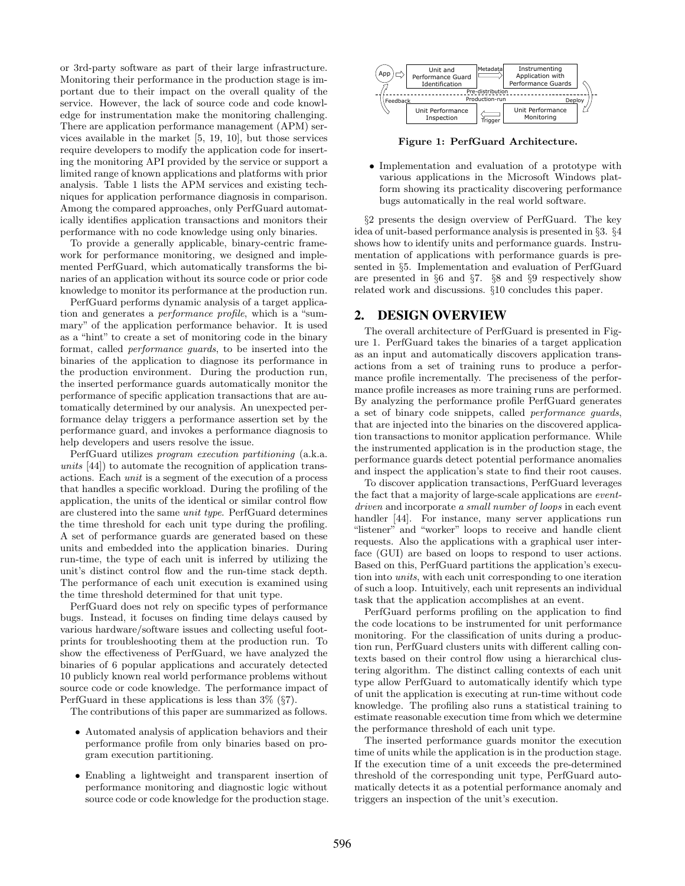or 3rd-party software as part of their large infrastructure. Monitoring their performance in the production stage is important due to their impact on the overall quality of the service. However, the lack of source code and code knowledge for instrumentation make the monitoring challenging. There are application performance management (APM) services available in the market [5, 19, 10], but those services require developers to modify the application code for inserting the monitoring API provided by the service or support a limited range of known applications and platforms with prior analysis. Table 1 lists the APM services and existing techniques for application performance diagnosis in comparison. Among the compared approaches, only PerfGuard automatically identifies application transactions and monitors their performance with no code knowledge using only binaries.

To provide a generally applicable, binary-centric framework for performance monitoring, we designed and implemented PerfGuard, which automatically transforms the binaries of an application without its source code or prior code knowledge to monitor its performance at the production run.

PerfGuard performs dynamic analysis of a target application and generates a *performance profile*, which is a "summary" of the application performance behavior. It is used as a "hint" to create a set of monitoring code in the binary format, called *performance guards*, to be inserted into the binaries of the application to diagnose its performance in the production environment. During the production run, the inserted performance guards automatically monitor the performance of specific application transactions that are automatically determined by our analysis. An unexpected performance delay triggers a performance assertion set by the performance guard, and invokes a performance diagnosis to help developers and users resolve the issue.

PerfGuard utilizes *program execution partitioning* (a.k.a. *units* [44]) to automate the recognition of application transactions. Each *unit* is a segment of the execution of a process that handles a specific workload. During the profiling of the application, the units of the identical or similar control flow are clustered into the same *unit type*. PerfGuard determines the time threshold for each unit type during the profiling. A set of performance guards are generated based on these units and embedded into the application binaries. During run-time, the type of each unit is inferred by utilizing the unit's distinct control flow and the run-time stack depth. The performance of each unit execution is examined using the time threshold determined for that unit type.

PerfGuard does not rely on specific types of performance bugs. Instead, it focuses on finding time delays caused by various hardware/software issues and collecting useful footprints for troubleshooting them at the production run. To show the effectiveness of PerfGuard, we have analyzed the binaries of 6 popular applications and accurately detected 10 publicly known real world performance problems without source code or code knowledge. The performance impact of PerfGuard in these applications is less than 3% (§7).

The contributions of this paper are summarized as follows.

- Automated analysis of application behaviors and their performance profile from only binaries based on program execution partitioning.
- Enabling a lightweight and transparent insertion of performance monitoring and diagnostic logic without source code or code knowledge for the production stage.

App
Unit and Performance Guard Identification
Metadata
Instrumenting Application with Performance Guards
Pre-distribution
Production-run
Feedback
Deploy
Unit Performance Inspection
Trigger
Unit Performance Monitoring

**Figure 1: PerfGuard Architecture.**

- Implementation and evaluation of a prototype with various applications in the Microsoft Windows platform showing its practicality discovering performance bugs automatically in the real world software.

§2 presents the design overview of PerfGuard. The key idea of unit-based performance analysis is presented in §3. §4 shows how to identify units and performance guards. Instrumentation of applications with performance guards is presented in §5. Implementation and evaluation of PerfGuard are presented in §6 and §7. §8 and §9 respectively show related work and discussions. §10 concludes this paper.

## 2. DESIGN OVERVIEW

The overall architecture of PerfGuard is presented in Figure 1. PerfGuard takes the binaries of a target application as an input and automatically discovers application transactions from a set of training runs to produce a performance profile incrementally. The preciseness of the performance profile increases as more training runs are performed. By analyzing the performance profile PerfGuard generates a set of binary code snippets, called *performance guards*, that are injected into the binaries on the discovered application transactions to monitor application performance. While the instrumented application is in the production stage, the performance guards detect potential performance anomalies and inspect the application's state to find their root causes.

To discover application transactions, PerfGuard leverages the fact that a majority of large-scale applications are *event-driven* and incorporate *a small number of loops* in each event handler [44]. For instance, many server applications run "listener" and "worker" loops to receive and handle client requests. Also the applications with a graphical user interface (GUI) are based on loops to respond to user actions. Based on this, PerfGuard partitions the application's execution into *units*, with each unit corresponding to one iteration of such a loop. Intuitively, each unit represents an individual task that the application accomplishes at an event.

PerfGuard performs profiling on the application to find the code locations to be instrumented for unit performance monitoring. For the classification of units during a production run, PerfGuard clusters units with different calling contexts based on their control flow using a hierarchical clustering algorithm. The distinct calling contexts of each unit type allow PerfGuard to automatically identify which type of unit the application is executing at run-time without code knowledge. The profiling also runs a statistical training to estimate reasonable execution time from which we determine the performance threshold of each unit type.

The inserted performance guards monitor the execution time of units while the application is in the production stage. If the execution time of a unit exceeds the pre-determined threshold of the corresponding unit type, PerfGuard automatically detects it as a potential performance anomaly and triggers an inspection of the unit's execution.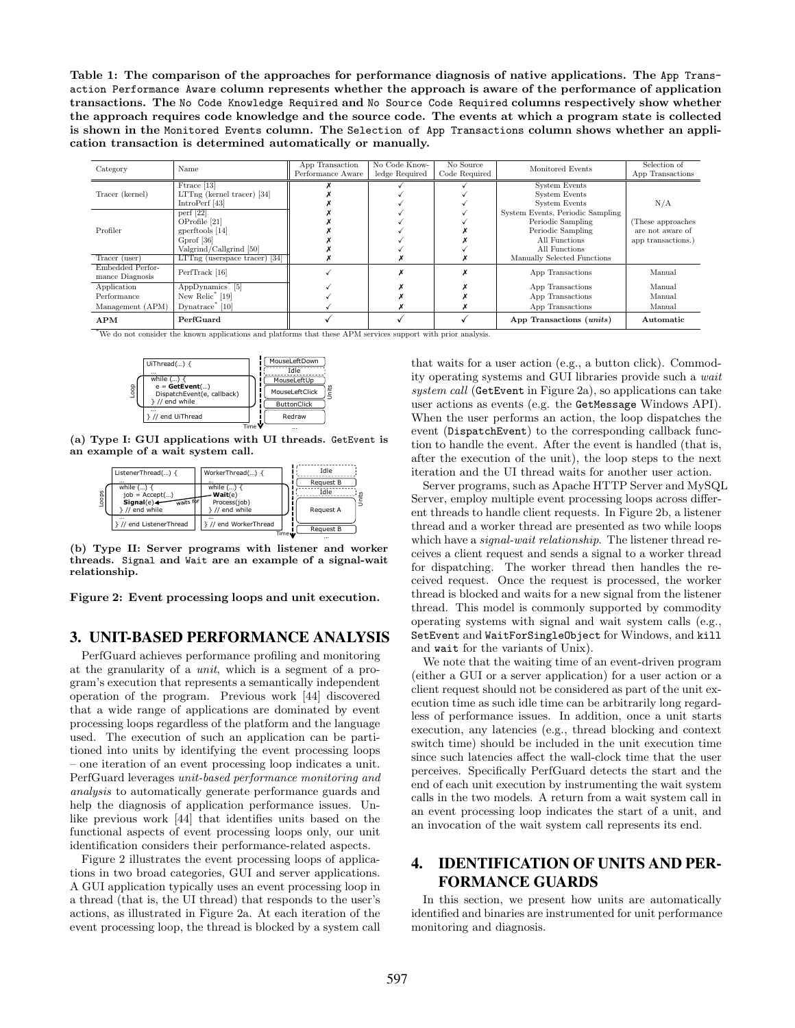**Table 1: The comparison of the approaches for performance diagnosis of native applications. The `App Transaction Performance Aware` column represents whether the approach is aware of the performance of application transactions. The `No Code Knowledge Required` and `No Source Code Required` columns respectively show whether the approach requires code knowledge and the source code. The events at which a program state is collected is shown in the `Monitored Events` column. The `Selection of App Transactions` column shows whether an application transaction is determined automatically or manually.**

| Category | Name | App Transaction Performance Aware | No Code Knowledge Required | No Source Code Required | Monitored Events | Selection of App Transactions |
|---|---|---|---|---|---|---|
| Tracer (kernel) | Ftrace [13] | ✗ | ✓ | ✓ | System Events | N/A (These approaches are not aware of app transactions.) |
| | LTTng (kernel tracer) [34] | ✗ | ✓ | ✓ | System Events | |
| | IntroPerf [43] | ✗ | ✓ | ✓ | System Events | |
| Profiler | perf [22] | ✗ | ✓ | ✓ | System Events, Periodic Sampling | |
| | OProfile [21] | ✗ | ✓ | ✓ | Periodic Sampling | |
| | gperftools [14] | ✗ | ✓ | ✗ | Periodic Sampling | |
| | Gprof [36] | ✗ | ✓ | ✗ | All Functions | |
| | Valgrind/Callgrind [50] | ✗ | ✓ | ✓ | All Functions | |
| Tracer (user) | LTTng (userspace tracer) [34] | ✗ | ✗ | ✗ | Manually Selected Functions | |
| Embedded Performance Diagnosis | PerfTrack [16] | ✓ | ✗ | ✗ | App Transactions | Manual |
| Application Performance Management (APM) | AppDynamics* [5] | ✓ | ✗ | ✗ | App Transactions | Manual |
| | New Relic* [19] | ✓ | ✗ | ✗ | App Transactions | Manual |
| | Dynatrace* [10] | ✓ | ✗ | ✗ | App Transactions | Manual |
| **APM** | **PerfGuard** | ✓ | ✓ | ✓ | **App Transactions (*units*)** | **Automatic** |

*We do not consider the known applications and platforms that these APM services support with prior analysis.

UiThread(…) {
…
while (…) {
e = **GetEvent**(…)
DispatchEvent(e, callback)
} // end while
…
} // end UiThread

Loop

MouseLeftDown
Idle
MouseLeftUp
MouseLeftClick
ButtonClick
Redraw
…
Units
Time

**(a) Type I: GUI applications with UI threads.** `GetEvent` **is an example of a wait system call.**

ListenerThread(…) {
…
while (…) {
job = Accept(…)
**Signal**(e)
} // end while
…
} // end ListenerThread

WorkerThread(…) {
…
while (…) {
**Wait**(e)
Process(job)
} // end while
…
} // end WorkerThread

waits for

Loops

Idle
Request B
Idle
Request A
Request B
…
Units
Time

**(b) Type II: Server programs with listener and worker threads.** `Signal` **and** `Wait` **are an example of a signal-wait relationship.**

**Figure 2: Event processing loops and unit execution.**

## 3. UNIT-BASED PERFORMANCE ANALYSIS

PerfGuard achieves performance profiling and monitoring at the granularity of a *unit*, which is a segment of a program's execution that represents a semantically independent operation of the program. Previous work [44] discovered that a wide range of applications are dominated by event processing loops regardless of the platform and the language used. The execution of such an application can be partitioned into units by identifying the event processing loops – one iteration of an event processing loop indicates a unit. PerfGuard leverages *unit-based performance monitoring and analysis* to automatically generate performance guards and help the diagnosis of application performance issues. Unlike previous work [44] that identifies units based on the functional aspects of event processing loops only, our unit identification considers their performance-related aspects.

Figure 2 illustrates the event processing loops of applications in two broad categories, GUI and server applications. A GUI application typically uses an event processing loop in a thread (that is, the UI thread) that responds to the user's actions, as illustrated in Figure 2a. At each iteration of the event processing loop, the thread is blocked by a system call that waits for a user action (e.g., a button click). Commodity operating systems and GUI libraries provide such a *wait system call* (`GetEvent` in Figure 2a), so applications can take user actions as events (e.g. the `GetMessage` Windows API). When the user performs an action, the loop dispatches the event (`DispatchEvent`) to the corresponding callback function to handle the event. After the event is handled (that is, after the execution of the unit), the loop steps to the next iteration and the UI thread waits for another user action.

Server programs, such as Apache HTTP Server and MySQL Server, employ multiple event processing loops across different threads to handle client requests. In Figure 2b, a listener thread and a worker thread are presented as two while loops which have a *signal-wait relationship*. The listener thread receives a client request and sends a signal to a worker thread for dispatching. The worker thread then handles the received request. Once the request is processed, the worker thread is blocked and waits for a new signal from the listener thread. This model is commonly supported by commodity operating systems with signal and wait system calls (e.g., `SetEvent` and `WaitForSingleObject` for Windows, and `kill` and `wait` for the variants of Unix).

We note that the waiting time of an event-driven program (either a GUI or a server application) for a user action or a client request should not be considered as part of the unit execution time as such idle time can be arbitrarily long regardless of performance issues. In addition, once a unit starts execution, any latencies (e.g., thread blocking and context switch time) should be included in the unit execution time since such latencies affect the wall-clock time that the user perceives. Specifically PerfGuard detects the start and the end of each unit execution by instrumenting the wait system calls in the two models. A return from a wait system call in an event processing loop indicates the start of a unit, and an invocation of the wait system call represents its end.

## 4. IDENTIFICATION OF UNITS AND PERFORMANCE GUARDS

In this section, we present how units are automatically identified and binaries are instrumented for unit performance monitoring and diagnosis.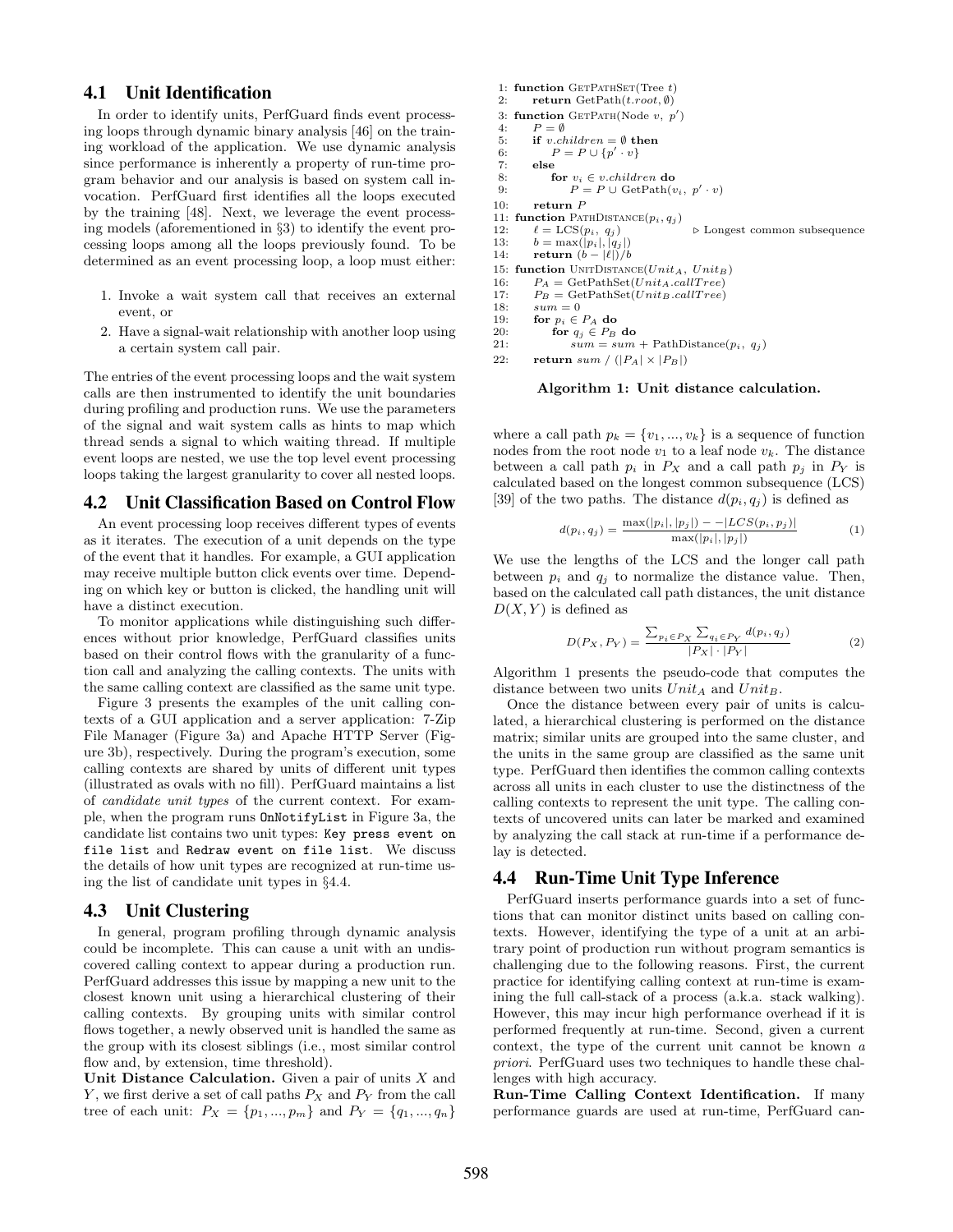## 4.1 Unit Identification

In order to identify units, PerfGuard finds event processing loops through dynamic binary analysis [46] on the training workload of the application. We use dynamic analysis since performance is inherently a property of run-time program behavior and our analysis is based on system call invocation. PerfGuard first identifies all the loops executed by the training [48]. Next, we leverage the event processing models (aforementioned in §3) to identify the event processing loops among all the loops previously found. To be determined as an event processing loop, a loop must either:

1. Invoke a wait system call that receives an external event, or
2. Have a signal-wait relationship with another loop using a certain system call pair.

The entries of the event processing loops and the wait system calls are then instrumented to identify the unit boundaries during profiling and production runs. We use the parameters of the signal and wait system calls as hints to map which thread sends a signal to which waiting thread. If multiple event loops are nested, we use the top level event processing loops taking the largest granularity to cover all nested loops.

## 4.2 Unit Classification Based on Control Flow

An event processing loop receives different types of events as it iterates. The execution of a unit depends on the type of the event that it handles. For example, a GUI application may receive multiple button click events over time. Depending on which key or button is clicked, the handling unit will have a distinct execution.

To monitor applications while distinguishing such differences without prior knowledge, PerfGuard classifies units based on their control flows with the granularity of a function call and analyzing the calling contexts. The units with the same calling context are classified as the same unit type.

Figure 3 presents the examples of the unit calling contexts of a GUI application and a server application: 7-Zip File Manager (Figure 3a) and Apache HTTP Server (Figure 3b), respectively. During the program's execution, some calling contexts are shared by units of different unit types (illustrated as ovals with no fill). PerfGuard maintains a list of *candidate unit types* of the current context. For example, when the program runs `OnNotifyList` in Figure 3a, the candidate list contains two unit types: `Key press event on file list` and `Redraw event on file list`. We discuss the details of how unit types are recognized at run-time using the list of candidate unit types in §4.4.

## 4.3 Unit Clustering

In general, program profiling through dynamic analysis could be incomplete. This can cause a unit with an undiscovered calling context to appear during a production run. PerfGuard addresses this issue by mapping a new unit to the closest known unit using a hierarchical clustering of their calling contexts. By grouping units with similar control flows together, a newly observed unit is handled the same as the group with its closest siblings (i.e., most similar control flow and, by extension, time threshold).

**Unit Distance Calculation.** Given a pair of units $X$ and $Y$, we first derive a set of call paths $P_X$ and $P_Y$ from the call tree of each unit: $P_X = \{p_1, ..., p_m\}$ and $P_Y = \{q_1, ..., q_n\}$

```
1: function GetPathSet(Tree t)
2:     return GetPath(t.root, ∅)
3: function GetPath(Node v, p')
4:     P = ∅
5:     if v.children = ∅ then
6:         P = P ∪ {p' · v}
7:     else
8:         for v_i ∈ v.children do
9:             P = P ∪ GetPath(v_i, p' · v)
10:    return P
11: function PathDistance(p_i, q_j)
12:    ℓ = LCS(p_i, q_j)                ▷ Longest common subsequence
13:    b = max(|p_i|, |q_j|)
14:    return (b − |ℓ|)/b
15: function UnitDistance(Unit_A, Unit_B)
16:    P_A = GetPathSet(Unit_A.callTree)
17:    P_B = GetPathSet(Unit_B.callTree)
18:    sum = 0
19:    for p_i ∈ P_A do
20:        for q_j ∈ P_B do
21:            sum = sum + PathDistance(p_i, q_j)
22:    return sum / (|P_A| × |P_B|)
```

**Algorithm 1: Unit distance calculation.**

where a call path $p_k = \{v_1, ..., v_k\}$ is a sequence of function nodes from the root node $v_1$ to a leaf node $v_k$. The distance between a call path $p_i$ in $P_X$ and a call path $p_j$ in $P_Y$ is calculated based on the longest common subsequence (LCS) [39] of the two paths. The distance $d(p_i, q_j)$ is defined as

$$d(p_i, q_j) = \frac{\max(|p_i|, |p_j|) - -|LCS(p_i, p_j)|}{\max(|p_i|, |p_j|)} \tag{1}$$

We use the lengths of the LCS and the longer call path between $p_i$ and $q_j$ to normalize the distance value. Then, based on the calculated call path distances, the unit distance $D(X, Y)$ is defined as

$$D(P_X, P_Y) = \frac{\sum_{p_i \in P_X} \sum_{q_i \in P_Y} d(p_i, q_j)}{|P_X| \cdot |P_Y|} \tag{2}$$

Algorithm 1 presents the pseudo-code that computes the distance between two units $Unit_A$ and $Unit_B$.

Once the distance between every pair of units is calculated, a hierarchical clustering is performed on the distance matrix; similar units are grouped into the same cluster, and the units in the same group are classified as the same unit type. PerfGuard then identifies the common calling contexts across all units in each cluster to use the distinctness of the calling contexts to represent the unit type. The calling contexts of uncovered units can later be marked and examined by analyzing the call stack at run-time if a performance delay is detected.

## 4.4 Run-Time Unit Type Inference

PerfGuard inserts performance guards into a set of functions that can monitor distinct units based on calling contexts. However, identifying the type of a unit at an arbitrary point of production run without program semantics is challenging due to the following reasons. First, the current practice for identifying calling context at run-time is examining the full call-stack of a process (a.k.a. stack walking). However, this may incur high performance overhead if it is performed frequently at run-time. Second, given a current context, the type of the current unit cannot be known *a priori*. PerfGuard uses two techniques to handle these challenges with high accuracy.

**Run-Time Calling Context Identification.** If many performance guards are used at run-time, PerfGuard can-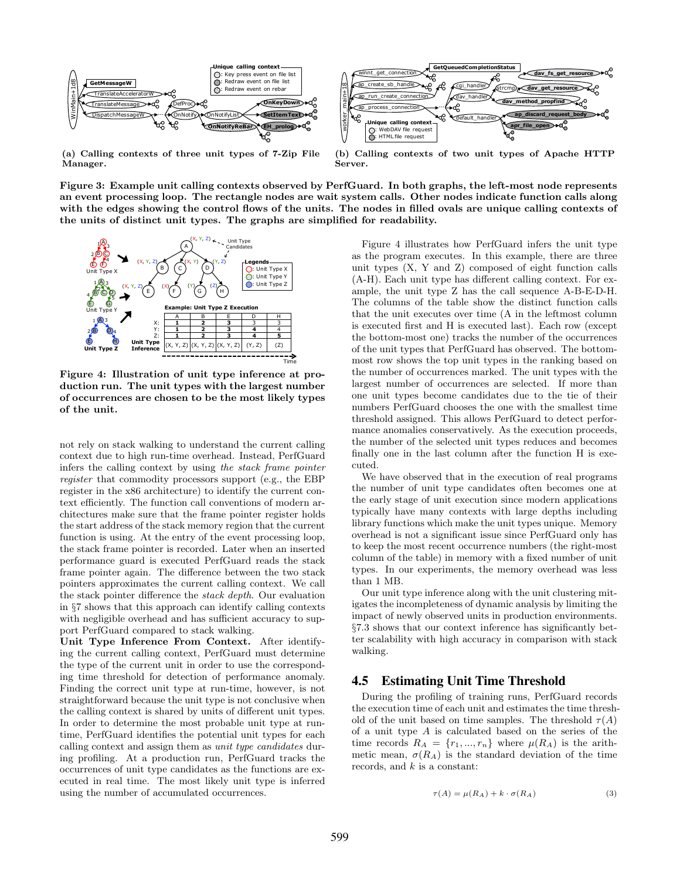(a) Calling contexts of three unit types of 7-Zip File Manager.

(b) Calling contexts of two unit types of Apache HTTP Server.

**Figure 3: Example unit calling contexts observed by PerfGuard. In both graphs, the left-most node represents an event processing loop. The rectangle nodes are wait system calls. Other nodes indicate function calls along with the edges showing the control flows of the units. The nodes in filled ovals are unique calling contexts of the units of distinct unit types. The graphs are simplified for readability.**

Example: Unit Type Z Execution

| | A | B | E | D | H |
|---|---|---|---|---|---|
| X: | **1** | **2** | **3** | 3 | 3 |
| Y: | **1** | **2** | **3** | **4** | 4 |
| Z: | **1** | **2** | **3** | **4** | **5** |
| Unit Type Inference | (X, Y, Z) | (X, Y, Z) | (X, Y, Z) | (Y, Z) | (Z) |

**Figure 4: Illustration of unit type inference at production run. The unit types with the largest number of occurrences are chosen to be the most likely types of the unit.**

not rely on stack walking to understand the current calling context due to high run-time overhead. Instead, PerfGuard infers the calling context by using *the stack frame pointer register* that commodity processors support (e.g., the EBP register in the x86 architecture) to identify the current context efficiently. The function call conventions of modern architectures make sure that the frame pointer register holds the start address of the stack memory region that the current function is using. At the entry of the event processing loop, the stack frame pointer is recorded. Later when an inserted performance guard is executed PerfGuard reads the stack frame pointer again. The difference between the two stack pointers approximates the current calling context. We call the stack pointer difference the *stack depth*. Our evaluation in §7 shows that this approach can identify calling contexts with negligible overhead and has sufficient accuracy to support PerfGuard compared to stack walking.

**Unit Type Inference From Context.** After identifying the current calling context, PerfGuard must determine the type of the current unit in order to use the corresponding time threshold for detection of performance anomaly. Finding the correct unit type at run-time, however, is not straightforward because the unit type is not conclusive when the calling context is shared by units of different unit types. In order to determine the most probable unit type at run-time, PerfGuard identifies the potential unit types for each calling context and assign them as *unit type candidates* during profiling. At a production run, PerfGuard tracks the occurrences of unit type candidates as the functions are executed in real time. The most likely unit type is inferred using the number of accumulated occurrences.

Figure 4 illustrates how PerfGuard infers the unit type as the program executes. In this example, there are three unit types (X, Y and Z) composed of eight function calls (A-H). Each unit type has different calling context. For example, the unit type Z has the call sequence A-B-E-D-H. The columns of the table show the distinct function calls that the unit executes over time (A in the leftmost column is executed first and H is executed last). Each row (except the bottom-most one) tracks the number of the occurrences of the unit types that PerfGuard has observed. The bottom-most row shows the top unit types in the ranking based on the number of occurrences marked. The unit types with the largest number of occurrences are selected. If more than one unit types become candidates due to the tie of their numbers PerfGuard chooses the one with the smallest time threshold assigned. This allows PerfGuard to detect performance anomalies conservatively. As the execution proceeds, the number of the selected unit types reduces and becomes finally one in the last column after the function H is executed.

We have observed that in the execution of real programs the number of unit type candidates often becomes one at the early stage of unit execution since modern applications typically have many contexts with large depths including library functions which make the unit types unique. Memory overhead is not a significant issue since PerfGuard only has to keep the most recent occurrence numbers (the right-most column of the table) in memory with a fixed number of unit types. In our experiments, the memory overhead was less than 1 MB.

Our unit type inference along with the unit clustering mitigates the incompleteness of dynamic analysis by limiting the impact of newly observed units in production environments. §7.3 shows that our context inference has significantly better scalability with high accuracy in comparison with stack walking.

## 4.5 Estimating Unit Time Threshold

During the profiling of training runs, PerfGuard records the execution time of each unit and estimates the time threshold of the unit based on time samples. The threshold $\tau(A)$ of a unit type $A$ is calculated based on the series of the time records $R_A = \{r_1, ..., r_n\}$ where $\mu(R_A)$ is the arithmetic mean, $\sigma(R_A)$ is the standard deviation of the time records, and $k$ is a constant:

$$\tau(A) = \mu(R_A) + k \cdot \sigma(R_A) \tag{3}$$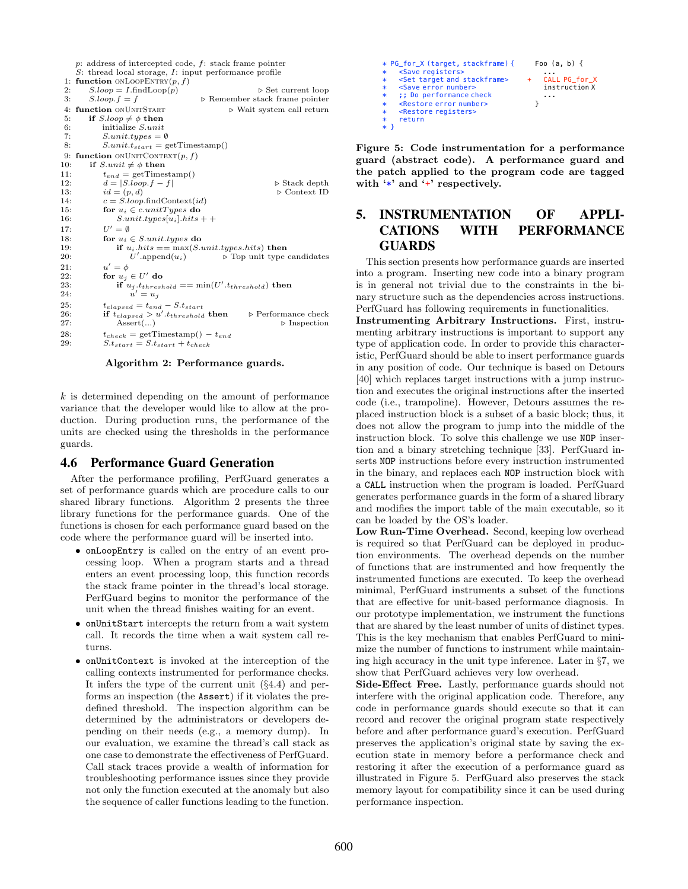```
    p: address of intercepted code, f: stack frame pointer
    S: thread local storage, I: input performance profile
 1: function onLoopEntry(p, f)
 2:     S.loop = I.findLoop(p)                        ▷ Set current loop
 3:     S.loop.f = f                    ▷ Remember stack frame pointer
 4: function onUnitStart                       ▷ Wait system call return
 5:     if S.loop ≠ φ then
 6:         initialize S.unit
 7:         S.unit.types = ∅
 8:         S.unit.t_start = getTimestamp()
 9: function onUnitContext(p, f)
10:     if S.unit ≠ φ then
11:         t_end = getTimestamp()
12:         d = |S.loop.f − f|                            ▷ Stack depth
13:         id = (p, d)                                    ▷ Context ID
14:         c = S.loop.findContext(id)
15:         for u_i ∈ c.unitTypes do
16:             S.unit.types[u_i].hits + +
17:         U' = ∅
18:         for u_i ∈ S.unit.types do
19:             if u_i.hits == max(S.unit.types.hits) then
20:                 U'.append(u_i)              ▷ Top unit type candidates
21:         u' = φ
22:         for u_j ∈ U' do
23:             if u_j.t_threshold == min(U'.t_threshold) then
24:                 u' = u_j
25:         t_elapsed = t_end − S.t_start
26:         if t_elapsed > u'.t_threshold then       ▷ Performance check
27:             Assert(...)                                  ▷ Inspection
28:         t_check = getTimestamp() − t_end
29:         S.t_start = S.t_start + t_check
```

**Algorithm 2: Performance guards.**

$k$ is determined depending on the amount of performance variance that the developer would like to allow at the production. During production runs, the performance of the units are checked using the thresholds in the performance guards.

## 4.6 Performance Guard Generation

After the performance profiling, PerfGuard generates a set of performance guards which are procedure calls to our shared library functions. Algorithm 2 presents the three library functions for the performance guards. One of the functions is chosen for each performance guard based on the code where the performance guard will be inserted into.

- `onLoopEntry` is called on the entry of an event processing loop. When a program starts and a thread enters an event processing loop, this function records the stack frame pointer in the thread's local storage. PerfGuard begins to monitor the performance of the unit when the thread finishes waiting for an event.
- `onUnitStart` intercepts the return from a wait system call. It records the time when a wait system call returns.
- `onUnitContext` is invoked at the interception of the calling contexts instrumented for performance checks. It infers the type of the current unit (§4.4) and performs an inspection (the `Assert`) if it violates the predefined threshold. The inspection algorithm can be determined by the administrators or developers depending on their needs (e.g., a memory dump). In our evaluation, we examine the thread's call stack as one case to demonstrate the effectiveness of PerfGuard. Call stack traces provide a wealth of information for troubleshooting performance issues since they provide not only the function executed at the anomaly but also the sequence of caller functions leading to the function.

```
* PG_for_X (target, stackframe) {        Foo (a, b) {
*   <Save registers>                        ...
*   <Set target and stackframe>       +   CALL PG_for_X
*   <Save error number>                     instruction X
*   ;; Do performance check                 ...
*   <Restore error number>                }
*   <Restore registers>
*   return
* }
```

**Figure 5: Code instrumentation for a performance guard (abstract code). A performance guard and the patch applied to the program code are tagged with '*' and '+' respectively.**

# 5. INSTRUMENTATION OF APPLICATIONS WITH PERFORMANCE GUARDS

This section presents how performance guards are inserted into a program. Inserting new code into a binary program is in general not trivial due to the constraints in the binary structure such as the dependencies across instructions. PerfGuard has following requirements in functionalities.

**Instrumenting Arbitrary Instructions.** First, instrumenting arbitrary instructions is important to support any type of application code. In order to provide this characteristic, PerfGuard should be able to insert performance guards in any position of code. Our technique is based on Detours [40] which replaces target instructions with a jump instruction and executes the original instructions after the inserted code (i.e., trampoline). However, Detours assumes the replaced instruction block is a subset of a basic block; thus, it does not allow the program to jump into the middle of the instruction block. To solve this challenge we use `NOP` insertion and a binary stretching technique [33]. PerfGuard inserts `NOP` instructions before every instruction instrumented in the binary, and replaces each `NOP` instruction block with a `CALL` instruction when the program is loaded. PerfGuard generates performance guards in the form of a shared library and modifies the import table of the main executable, so it can be loaded by the OS's loader.

**Low Run-Time Overhead.** Second, keeping low overhead is required so that PerfGuard can be deployed in production environments. The overhead depends on the number of functions that are instrumented and how frequently the instrumented functions are executed. To keep the overhead minimal, PerfGuard instruments a subset of the functions that are effective for unit-based performance diagnosis. In our prototype implementation, we instrument the functions that are shared by the least number of units of distinct types. This is the key mechanism that enables PerfGuard to minimize the number of functions to instrument while maintaining high accuracy in the unit type inference. Later in §7, we show that PerfGuard achieves very low overhead.

**Side-Effect Free.** Lastly, performance guards should not interfere with the original application code. Therefore, any code in performance guards should execute so that it can record and recover the original program state respectively before and after performance guard's execution. PerfGuard preserves the application's original state by saving the execution state in memory before a performance check and restoring it after the execution of a performance guard as illustrated in Figure 5. PerfGuard also preserves the stack memory layout for compatibility since it can be used during performance inspection.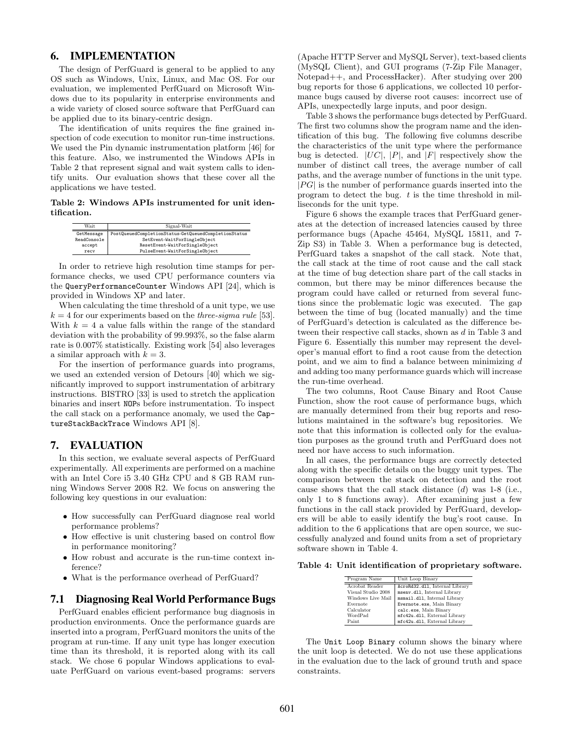## 6. IMPLEMENTATION

The design of PerfGuard is general to be applied to any OS such as Windows, Unix, Linux, and Mac OS. For our evaluation, we implemented PerfGuard on Microsoft Windows due to its popularity in enterprise environments and a wide variety of closed source software that PerfGuard can be applied due to its binary-centric design.

The identification of units requires the fine grained inspection of code execution to monitor run-time instructions. We used the Pin dynamic instrumentation platform [46] for this feature. Also, we instrumented the Windows APIs in Table 2 that represent signal and wait system calls to identify units. Our evaluation shows that these cover all the applications we have tested.

**Table 2: Windows APIs instrumented for unit identification.**

| Wait | Signal-Wait |
|---|---|
| GetMessage | PostQueuedCompletionStatus-GetQueuedCompletionStatus |
| ReadConsole | SetEvent-WaitForSingleObject |
| accept | ResetEvent-WaitForSingleObject |
| recv | PulseEvent-WaitForSingleObject |

In order to retrieve high resolution time stamps for performance checks, we used CPU performance counters via the `QueryPerformanceCounter` Windows API [24], which is provided in Windows XP and later.

When calculating the time threshold of a unit type, we use $k = 4$ for our experiments based on the *three-sigma rule* [53]. With $k = 4$ a value falls within the range of the standard deviation with the probability of 99.993%, so the false alarm rate is 0.007% statistically. Existing work [54] also leverages a similar approach with $k = 3$.

For the insertion of performance guards into programs, we used an extended version of Detours [40] which we significantly improved to support instrumentation of arbitrary instructions. BISTRO [33] is used to stretch the application binaries and insert `NOP`s before instrumentation. To inspect the call stack on a performance anomaly, we used the `CaptureStackBackTrace` Windows API [8].

## 7. EVALUATION

In this section, we evaluate several aspects of PerfGuard experimentally. All experiments are performed on a machine with an Intel Core i5 3.40 GHz CPU and 8 GB RAM running Windows Server 2008 R2. We focus on answering the following key questions in our evaluation:

- How successfully can PerfGuard diagnose real world performance problems?
- How effective is unit clustering based on control flow in performance monitoring?
- How robust and accurate is the run-time context inference?
- What is the performance overhead of PerfGuard?

### 7.1 Diagnosing Real World Performance Bugs

PerfGuard enables efficient performance bug diagnosis in production environments. Once the performance guards are inserted into a program, PerfGuard monitors the units of the program at run-time. If any unit type has longer execution time than its threshold, it is reported along with its call stack. We chose 6 popular Windows applications to evaluate PerfGuard on various event-based programs: servers (Apache HTTP Server and MySQL Server), text-based clients (MySQL Client), and GUI programs (7-Zip File Manager, Notepad++, and ProcessHacker). After studying over 200 bug reports for those 6 applications, we collected 10 performance bugs caused by diverse root causes: incorrect use of APIs, unexpectedly large inputs, and poor design.

Table 3 shows the performance bugs detected by PerfGuard. The first two columns show the program name and the identification of this bug. The following five columns describe the characteristics of the unit type where the performance bug is detected. $|UC|$, $|P|$, and $|F|$ respectively show the number of distinct call trees, the average number of call paths, and the average number of functions in the unit type. $|PG|$ is the number of performance guards inserted into the program to detect the bug. $t$ is the time threshold in milliseconds for the unit type.

Figure 6 shows the example traces that PerfGuard generates at the detection of increased latencies caused by three performance bugs (Apache 45464, MySQL 15811, and 7-Zip S3) in Table 3. When a performance bug is detected, PerfGuard takes a snapshot of the call stack. Note that, the call stack at the time of root cause and the call stack at the time of bug detection share part of the call stacks in common, but there may be minor differences because the program could have called or returned from several functions since the problematic logic was executed. The gap between the time of bug (located manually) and the time of PerfGuard's detection is calculated as the difference between their respective call stacks, shown as $d$ in Table 3 and Figure 6. Essentially this number may represent the developer's manual effort to find a root cause from the detection point, and we aim to find a balance between minimizing $d$ and adding too many performance guards which will increase the run-time overhead.

The two columns, Root Cause Binary and Root Cause Function, show the root cause of performance bugs, which are manually determined from their bug reports and resolutions maintained in the software's bug repositories. We note that this information is collected only for the evaluation purposes as the ground truth and PerfGuard does not need nor have access to such information.

In all cases, the performance bugs are correctly detected along with the specific details on the buggy unit types. The comparison between the stack on detection and the root cause shows that the call stack distance ($d$) was 1-8 (i.e., only 1 to 8 functions away). After examining just a few functions in the call stack provided by PerfGuard, developers will be able to easily identify the bug's root cause. In addition to the 6 applications that are open source, we successfully analyzed and found units from a set of proprietary software shown in Table 4.

**Table 4: Unit identification of proprietary software.**

| Program Name | Unit Loop Binary |
|---|---|
| Acrobat Reader | `AcroRd32.dll`, Internal Library |
| Visual Studio 2008 | `msenv.dll`, Internal Library |
| Windows Live Mail | `msmail.dll`, Internal Library |
| Evernote | `Evernote.exe`, Main Binary |
| Calculator | `calc.exe`, Main Binary |
| WordPad | `mfc42u.dll`, External Library |
| Paint | `mfc42u.dll`, External Library |

The `Unit Loop Binary` column shows the binary where the unit loop is detected. We do not use these applications in the evaluation due to the lack of ground truth and space constraints.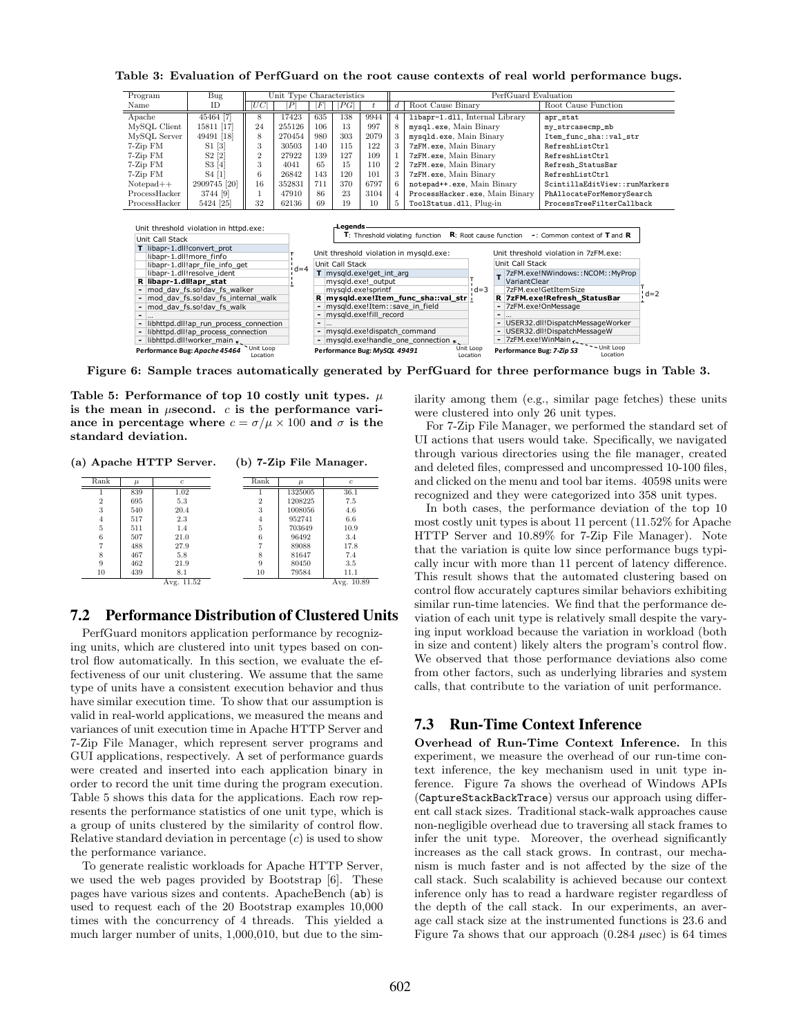**Table 3: Evaluation of PerfGuard on the root cause contexts of real world performance bugs.**

| Program Name | Bug ID | Unit Type Characteristics $\lvert UC\rvert$ | $\lvert P\rvert$ | $\lvert F\rvert$ | $\lvert PG\rvert$ | $t$ | PerfGuard Evaluation $d$ | Root Cause Binary | Root Cause Function |
|---|---|---|---|---|---|---|---|---|---|
| Apache | 45464 [7] | 8 | 17423 | 635 | 138 | 9944 | 4 | libapr-1.dll, Internal Library | apr_stat |
| MySQL Client | 15811 [17] | 24 | 255126 | 106 | 13 | 997 | 8 | mysql.exe, Main Binary | my_strcasecmp_mb |
| MySQL Server | 49491 [18] | 8 | 270454 | 980 | 303 | 2079 | 3 | mysqld.exe, Main Binary | Item_func_sha::val_str |
| 7-Zip FM | S1 [3] | 3 | 30503 | 140 | 115 | 122 | 3 | 7zFM.exe, Main Binary | RefreshListCtrl |
| 7-Zip FM | S2 [2] | 2 | 27922 | 139 | 127 | 109 | 1 | 7zFM.exe, Main Binary | RefreshListCtrl |
| 7-Zip FM | S3 [4] | 3 | 4041 | 65 | 15 | 110 | 2 | 7zFM.exe, Main Binary | Refresh_StatusBar |
| 7-Zip FM | S4 [1] | 6 | 26842 | 143 | 120 | 101 | 3 | 7zFM.exe, Main Binary | RefreshListCtrl |
| Notepad++ | 2909745 [20] | 16 | 352831 | 711 | 370 | 6797 | 6 | notepad++.exe, Main Binary | ScintillaEditView::runMarkers |
| ProcessHacker | 3744 [9] | 1 | 47910 | 86 | 23 | 3104 | 4 | ProcessHacker.exe, Main Binary | PhAllocateForMemorySearch |
| ProcessHacker | 5424 [25] | 32 | 62136 | 69 | 19 | 10 | 5 | ToolStatus.dll, Plug-in | ProcessTreeFilterCallback |

Legends — T: Threshold violating function; R: Root cause function; -: Common context of T and R

Unit threshold violation in httpd.exe:

| | Unit Call Stack |
|---|---|
| T | libapr-1.dll!convert_prot |
| | libapr-1.dll!more_finfo |
| | libapr-1.dll!apr_file_info_get |
| | libapr-1.dll!resolve_ident |
| R | **libapr-1.dll!apr_stat** |
| - | mod_dav_fs.so!dav_fs_walker |
| - | mod_dav_fs.so!dav_fs_internal_walk |
| - | mod_dav_fs.so!dav_fs_walk |
| - | ... |
| - | libhttpd.dll!ap_run_process_connection |
| - | libhttpd.dll!ap_process_connection |
| - | libhttpd.dll!worker_main |

d=4; Unit Loop Location. Performance Bug: *Apache 45464*

Unit threshold violation in mysqld.exe:

| | Unit Call Stack |
|---|---|
| T | mysqld.exe!get_int_arg |
| | mysqld.exe!_output |
| | mysqld.exe!sprintf |
| R | **mysqld.exe!Item_func_sha::val_str** |
| - | mysqld.exe!Item::save_in_field |
| - | mysqld.exe!fill_record |
| - | ... |
| - | mysqld.exe!dispatch_command |
| - | mysqld.exe!handle_one_connection |

d=3; Unit Loop Location. Performance Bug: *MySQL 49491*

Unit threshold violation in 7zFM.exe:

| | Unit Call Stack |
|---|---|
| T | 7zFM.exe!NWindows::NCOM::MyPropVariantClear |
| | 7zFM.exe!GetItemSize |
| R | **7zFM.exe!Refresh_StatusBar** |
| - | 7zFM.exe!OnMessage |
| - | ... |
| - | USER32.dll!DispatchMessageWorker |
| - | USER32.dll!DispatchMessageW |
| - | 7zFM.exe!WinMain |

d=2; Unit Loop Location. Performance Bug: *7-Zip S3*

**Figure 6: Sample traces automatically generated by PerfGuard for three performance bugs in Table 3.**

**Table 5: Performance of top 10 costly unit types. $\mu$ is the mean in $\mu$second. $c$ is the performance variance in percentage where $c = \sigma/\mu \times 100$ and $\sigma$ is the standard deviation.**

**(a) Apache HTTP Server.**

| Rank | $\mu$ | $c$ |
|---|---|---|
| 1 | 839 | 1.02 |
| 2 | 695 | 5.3 |
| 3 | 540 | 20.4 |
| 4 | 517 | 2.3 |
| 5 | 511 | 1.4 |
| 6 | 507 | 21.0 |
| 7 | 488 | 27.9 |
| 8 | 467 | 5.8 |
| 9 | 462 | 21.9 |
| 10 | 439 | 8.1 |
| | | Avg. 11.52 |

**(b) 7-Zip File Manager.**

| Rank | $\mu$ | $c$ |
|---|---|---|
| 1 | 1325005 | 36.1 |
| 2 | 1208225 | 7.5 |
| 3 | 1008056 | 4.6 |
| 4 | 952741 | 6.6 |
| 5 | 703649 | 10.9 |
| 6 | 96492 | 3.4 |
| 7 | 89088 | 17.8 |
| 8 | 81647 | 7.4 |
| 9 | 80450 | 3.5 |
| 10 | 79584 | 11.1 |
| | | Avg. 10.89 |

## 7.2 Performance Distribution of Clustered Units

PerfGuard monitors application performance by recognizing units, which are clustered into unit types based on control flow automatically. In this section, we evaluate the effectiveness of our unit clustering. We assume that the same type of units have a consistent execution behavior and thus have similar execution time. To show that our assumption is valid in real-world applications, we measured the means and variances of unit execution time in Apache HTTP Server and 7-Zip File Manager, which represent server programs and GUI applications, respectively. A set of performance guards were created and inserted into each application binary in order to record the unit time during the program execution. Table 5 shows this data for the applications. Each row represents the performance statistics of one unit type, which is a group of units clustered by the similarity of control flow. Relative standard deviation in percentage ($c$) is used to show the performance variance.

To generate realistic workloads for Apache HTTP Server, we used the web pages provided by Bootstrap [6]. These pages have various sizes and contents. ApacheBench (ab) is used to request each of the 20 Bootstrap examples 10,000 times with the concurrency of 4 threads. This yielded a much larger number of units, 1,000,010, but due to the similarity among them (e.g., similar page fetches) these units were clustered into only 26 unit types.

For 7-Zip File Manager, we performed the standard set of UI actions that users would take. Specifically, we navigated through various directories using the file manager, created and deleted files, compressed and uncompressed 10-100 files, and clicked on the menu and tool bar items. 40598 units were recognized and they were categorized into 358 unit types.

In both cases, the performance deviation of the top 10 most costly unit types is about 11 percent (11.52% for Apache HTTP Server and 10.89% for 7-Zip File Manager). Note that the variation is quite low since performance bugs typically incur with more than 11 percent of latency difference. This result shows that the automated clustering based on control flow accurately captures similar behaviors exhibiting similar run-time latencies. We find that the performance deviation of each unit type is relatively small despite the varying input workload because the variation in workload (both in size and content) likely alters the program's control flow. We observed that those performance deviations also come from other factors, such as underlying libraries and system calls, that contribute to the variation of unit performance.

## 7.3 Run-Time Context Inference

**Overhead of Run-Time Context Inference.** In this experiment, we measure the overhead of our run-time context inference, the key mechanism used in unit type inference. Figure 7a shows the overhead of Windows APIs (CaptureStackBackTrace) versus our approach using different call stack sizes. Traditional stack-walk approaches cause non-negligible overhead due to traversing all stack frames to infer the unit type. Moreover, the overhead significantly increases as the call stack grows. In contrast, our mechanism is much faster and is not affected by the size of the call stack. Such scalability is achieved because our context inference only has to read a hardware register regardless of the depth of the call stack. In our experiments, an average call stack size at the instrumented functions is 23.6 and Figure 7a shows that our approach (0.284 $\mu$sec) is 64 times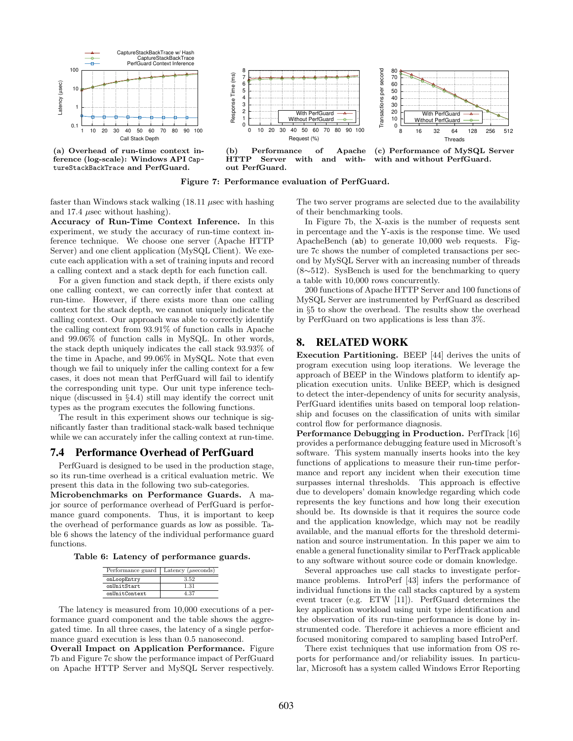(a) Overhead of run-time context inference (log-scale): Windows API `CaptureStackBackTrace` and PerfGuard.

(b) Performance of Apache HTTP Server with and without PerfGuard.

(c) Performance of MySQL Server with and without PerfGuard.

**Figure 7: Performance evaluation of PerfGuard.**

faster than Windows stack walking (18.11 $\mu$sec with hashing and 17.4 $\mu$sec without hashing).

**Accuracy of Run-Time Context Inference.** In this experiment, we study the accuracy of run-time context inference technique. We choose one server (Apache HTTP Server) and one client application (MySQL Client). We execute each application with a set of training inputs and record a calling context and a stack depth for each function call.

For a given function and stack depth, if there exists only one calling context, we can correctly infer that context at run-time. However, if there exists more than one calling context for the stack depth, we cannot uniquely indicate the calling context. Our approach was able to correctly identify the calling context from 93.91% of function calls in Apache and 99.06% of function calls in MySQL. In other words, the stack depth uniquely indicates the call stack 93.93% of the time in Apache, and 99.06% in MySQL. Note that even though we fail to uniquely infer the calling context for a few cases, it does not mean that PerfGuard will fail to identify the corresponding unit type. Our unit type inference technique (discussed in §4.4) still may identify the correct unit types as the program executes the following functions.

The result in this experiment shows our technique is significantly faster than traditional stack-walk based technique while we can accurately infer the calling context at run-time.

### 7.4 Performance Overhead of PerfGuard

PerfGuard is designed to be used in the production stage, so its run-time overhead is a critical evaluation metric. We present this data in the following two sub-categories.

**Microbenchmarks on Performance Guards.** A major source of performance overhead of PerfGuard is performance guard components. Thus, it is important to keep the overhead of performance guards as low as possible. Table 6 shows the latency of the individual performance guard functions.

**Table 6: Latency of performance guards.**

| Performance guard | Latency ($\mu$seconds) |
|---|---|
| `onLoopEntry` | 3.52 |
| `onUnitStart` | 1.31 |
| `onUnitContext` | 4.37 |

The latency is measured from 10,000 executions of a performance guard component and the table shows the aggregated time. In all three cases, the latency of a single performance guard execution is less than 0.5 nanosecond.

**Overall Impact on Application Performance.** Figure 7b and Figure 7c show the performance impact of PerfGuard on Apache HTTP Server and MySQL Server respectively. The two server programs are selected due to the availability of their benchmarking tools.

In Figure 7b, the X-axis is the number of requests sent in percentage and the Y-axis is the response time. We used ApacheBench (`ab`) to generate 10,000 web requests. Figure 7c shows the number of completed transactions per second by MySQL Server with an increasing number of threads (8∼512). SysBench is used for the benchmarking to query a table with 10,000 rows concurrently.

200 functions of Apache HTTP Server and 100 functions of MySQL Server are instrumented by PerfGuard as described in §5 to show the overhead. The results show the overhead by PerfGuard on two applications is less than 3%.

## 8. RELATED WORK

**Execution Partitioning.** BEEP [44] derives the units of program execution using loop iterations. We leverage the approach of BEEP in the Windows platform to identify application execution units. Unlike BEEP, which is designed to detect the inter-dependency of units for security analysis, PerfGuard identifies units based on temporal loop relationship and focuses on the classification of units with similar control flow for performance diagnosis.

**Performance Debugging in Production.** PerfTrack [16] provides a performance debugging feature used in Microsoft's software. This system manually inserts hooks into the key functions of applications to measure their run-time performance and report any incident when their execution time surpasses internal thresholds. This approach is effective due to developers' domain knowledge regarding which code represents the key functions and how long their execution should be. Its downside is that it requires the source code and the application knowledge, which may not be readily available, and the manual efforts for the threshold determination and source instrumentation. In this paper we aim to enable a general functionality similar to PerfTrack applicable to any software without source code or domain knowledge.

Several approaches use call stacks to investigate performance problems. IntroPerf [43] infers the performance of individual functions in the call stacks captured by a system event tracer (e.g. ETW [11]). PerfGuard determines the key application workload using unit type identification and the observation of its run-time performance is done by instrumented code. Therefore it achieves a more efficient and focused monitoring compared to sampling based IntroPerf.

There exist techniques that use information from OS reports for performance and/or reliability issues. In particular, Microsoft has a system called Windows Error Reporting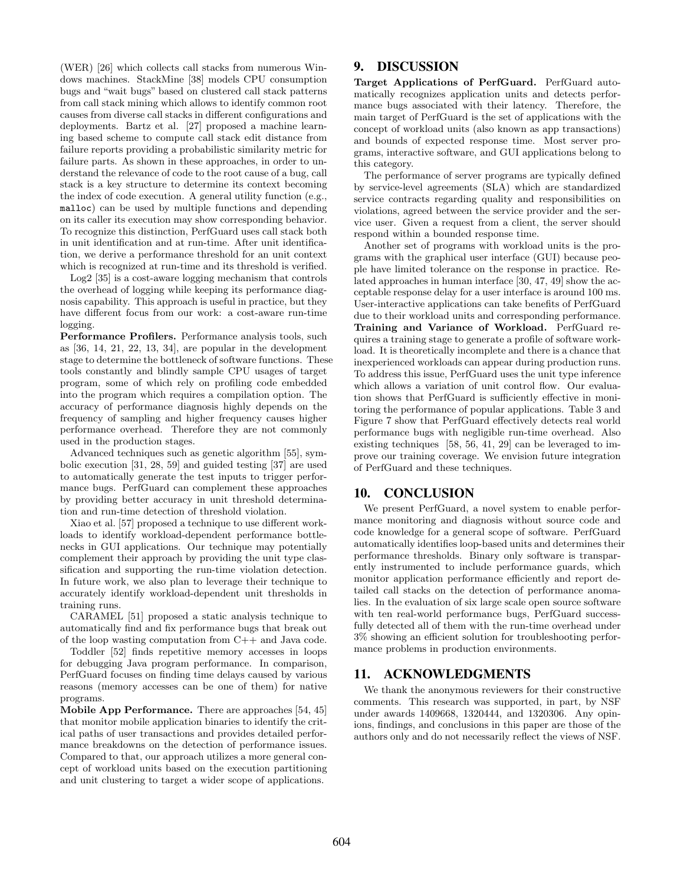(WER) [26] which collects call stacks from numerous Windows machines. StackMine [38] models CPU consumption bugs and "wait bugs" based on clustered call stack patterns from call stack mining which allows to identify common root causes from diverse call stacks in different configurations and deployments. Bartz et al. [27] proposed a machine learning based scheme to compute call stack edit distance from failure reports providing a probabilistic similarity metric for failure parts. As shown in these approaches, in order to understand the relevance of code to the root cause of a bug, call stack is a key structure to determine its context becoming the index of code execution. A general utility function (e.g., `malloc`) can be used by multiple functions and depending on its caller its execution may show corresponding behavior. To recognize this distinction, PerfGuard uses call stack both in unit identification and at run-time. After unit identification, we derive a performance threshold for an unit context which is recognized at run-time and its threshold is verified.

Log2 [35] is a cost-aware logging mechanism that controls the overhead of logging while keeping its performance diagnosis capability. This approach is useful in practice, but they have different focus from our work: a cost-aware run-time logging.

**Performance Profilers.** Performance analysis tools, such as [36, 14, 21, 22, 13, 34], are popular in the development stage to determine the bottleneck of software functions. These tools constantly and blindly sample CPU usages of target program, some of which rely on profiling code embedded into the program which requires a compilation option. The accuracy of performance diagnosis highly depends on the frequency of sampling and higher frequency causes higher performance overhead. Therefore they are not commonly used in the production stages.

Advanced techniques such as genetic algorithm [55], symbolic execution [31, 28, 59] and guided testing [37] are used to automatically generate the test inputs to trigger performance bugs. PerfGuard can complement these approaches by providing better accuracy in unit threshold determination and run-time detection of threshold violation.

Xiao et al. [57] proposed a technique to use different workloads to identify workload-dependent performance bottlenecks in GUI applications. Our technique may potentially complement their approach by providing the unit type classification and supporting the run-time violation detection. In future work, we also plan to leverage their technique to accurately identify workload-dependent unit thresholds in training runs.

CARAMEL [51] proposed a static analysis technique to automatically find and fix performance bugs that break out of the loop wasting computation from C++ and Java code.

Toddler [52] finds repetitive memory accesses in loops for debugging Java program performance. In comparison, PerfGuard focuses on finding time delays caused by various reasons (memory accesses can be one of them) for native programs.

**Mobile App Performance.** There are approaches [54, 45] that monitor mobile application binaries to identify the critical paths of user transactions and provides detailed performance breakdowns on the detection of performance issues. Compared to that, our approach utilizes a more general concept of workload units based on the execution partitioning and unit clustering to target a wider scope of applications.

## 9. DISCUSSION

**Target Applications of PerfGuard.** PerfGuard automatically recognizes application units and detects performance bugs associated with their latency. Therefore, the main target of PerfGuard is the set of applications with the concept of workload units (also known as app transactions) and bounds of expected response time. Most server programs, interactive software, and GUI applications belong to this category.

The performance of server programs are typically defined by service-level agreements (SLA) which are standardized service contracts regarding quality and responsibilities on violations, agreed between the service provider and the service user. Given a request from a client, the server should respond within a bounded response time.

Another set of programs with workload units is the programs with the graphical user interface (GUI) because people have limited tolerance on the response in practice. Related approaches in human interface [30, 47, 49] show the acceptable response delay for a user interface is around 100 ms. User-interactive applications can take benefits of PerfGuard due to their workload units and corresponding performance.

**Training and Variance of Workload.** PerfGuard requires a training stage to generate a profile of software workload. It is theoretically incomplete and there is a chance that inexperienced workloads can appear during production runs. To address this issue, PerfGuard uses the unit type inference which allows a variation of unit control flow. Our evaluation shows that PerfGuard is sufficiently effective in monitoring the performance of popular applications. Table 3 and Figure 7 show that PerfGuard effectively detects real world performance bugs with negligible run-time overhead. Also existing techniques [58, 56, 41, 29] can be leveraged to improve our training coverage. We envision future integration of PerfGuard and these techniques.

## 10. CONCLUSION

We present PerfGuard, a novel system to enable performance monitoring and diagnosis without source code and code knowledge for a general scope of software. PerfGuard automatically identifies loop-based units and determines their performance thresholds. Binary only software is transparently instrumented to include performance guards, which monitor application performance efficiently and report detailed call stacks on the detection of performance anomalies. In the evaluation of six large scale open source software with ten real-world performance bugs, PerfGuard successfully detected all of them with the run-time overhead under 3% showing an efficient solution for troubleshooting performance problems in production environments.

## 11. ACKNOWLEDGMENTS

We thank the anonymous reviewers for their constructive comments. This research was supported, in part, by NSF under awards 1409668, 1320444, and 1320306. Any opinions, findings, and conclusions in this paper are those of the authors only and do not necessarily reflect the views of NSF.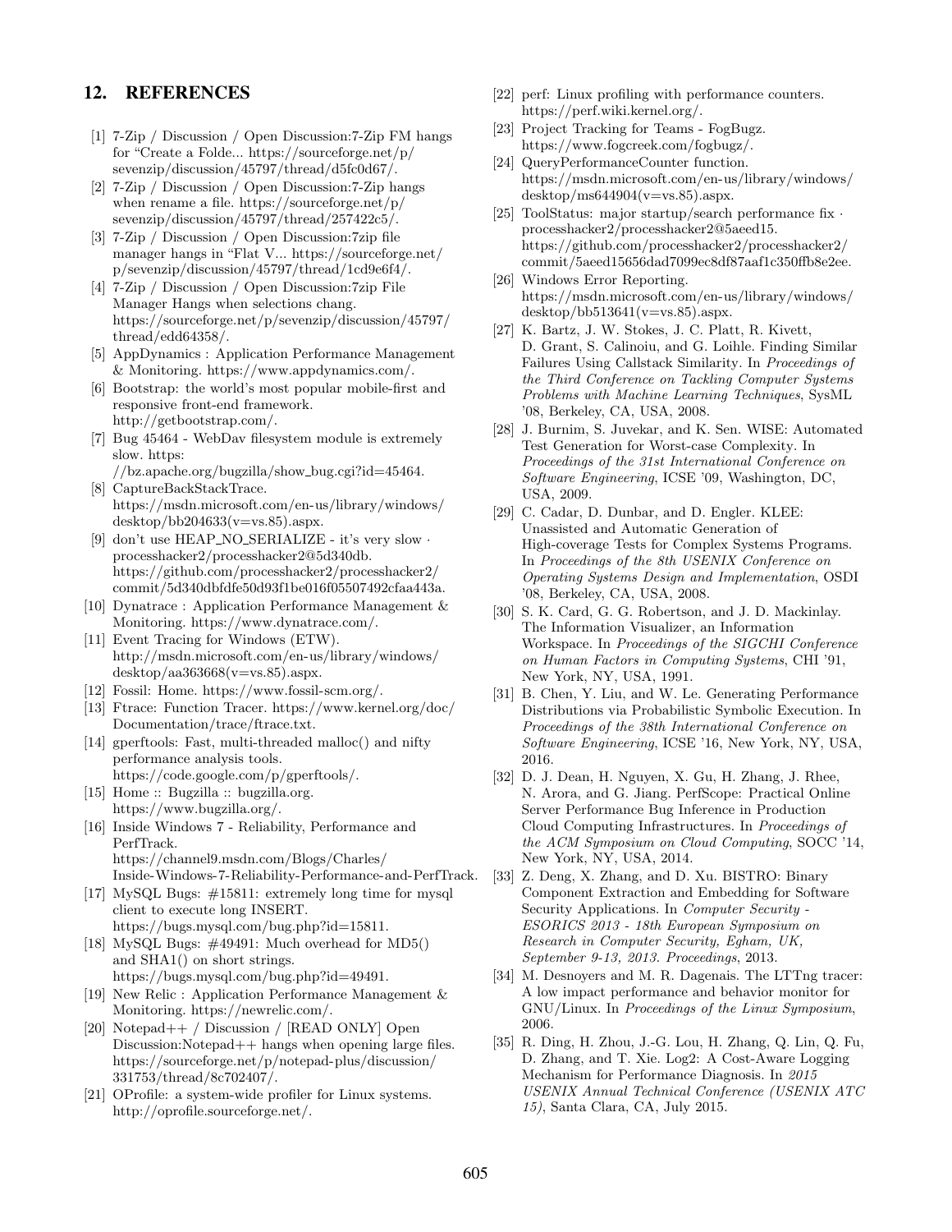## 12. REFERENCES

[1] 7-Zip / Discussion / Open Discussion:7-Zip FM hangs for "Create a Folde... https://sourceforge.net/p/sevenzip/discussion/45797/thread/d5fc0d67/.

[2] 7-Zip / Discussion / Open Discussion:7-Zip hangs when rename a file. https://sourceforge.net/p/sevenzip/discussion/45797/thread/257422c5/.

[3] 7-Zip / Discussion / Open Discussion:7zip file manager hangs in "Flat V... https://sourceforge.net/p/sevenzip/discussion/45797/thread/1cd9e6f4/.

[4] 7-Zip / Discussion / Open Discussion:7zip File Manager Hangs when selections chang. https://sourceforge.net/p/sevenzip/discussion/45797/thread/edd64358/.

[5] AppDynamics : Application Performance Management & Monitoring. https://www.appdynamics.com/.

[6] Bootstrap: the world's most popular mobile-first and responsive front-end framework. http://getbootstrap.com/.

[7] Bug 45464 - WebDav filesystem module is extremely slow. https://bz.apache.org/bugzilla/show_bug.cgi?id=45464.

[8] CaptureBackStackTrace. https://msdn.microsoft.com/en-us/library/windows/desktop/bb204633(v=vs.85).aspx.

[9] don't use HEAP_NO_SERIALIZE - it's very slow · processhacker2/processhacker2@5d340db. https://github.com/processhacker2/processhacker2/commit/5d340dbfdfe50d93f1be016f05507492cfaa443a.

[10] Dynatrace : Application Performance Management & Monitoring. https://www.dynatrace.com/.

[11] Event Tracing for Windows (ETW). http://msdn.microsoft.com/en-us/library/windows/desktop/aa363668(v=vs.85).aspx.

[12] Fossil: Home. https://www.fossil-scm.org/.

[13] Ftrace: Function Tracer. https://www.kernel.org/doc/Documentation/trace/ftrace.txt.

[14] gperftools: Fast, multi-threaded malloc() and nifty performance analysis tools. https://code.google.com/p/gperftools/.

[15] Home :: Bugzilla :: bugzilla.org. https://www.bugzilla.org/.

[16] Inside Windows 7 - Reliability, Performance and PerfTrack. https://channel9.msdn.com/Blogs/Charles/Inside-Windows-7-Reliability-Performance-and-PerfTrack.

[17] MySQL Bugs: #15811: extremely long time for mysql client to execute long INSERT. https://bugs.mysql.com/bug.php?id=15811.

[18] MySQL Bugs: #49491: Much overhead for MD5() and SHA1() on short strings. https://bugs.mysql.com/bug.php?id=49491.

[19] New Relic : Application Performance Management & Monitoring. https://newrelic.com/.

[20] Notepad++ / Discussion / [READ ONLY] Open Discussion:Notepad++ hangs when opening large files. https://sourceforge.net/p/notepad-plus/discussion/331753/thread/8c702407/.

[21] OProfile: a system-wide profiler for Linux systems. http://oprofile.sourceforge.net/.

[22] perf: Linux profiling with performance counters. https://perf.wiki.kernel.org/.

[23] Project Tracking for Teams - FogBugz. https://www.fogcreek.com/fogbugz/.

[24] QueryPerformanceCounter function. https://msdn.microsoft.com/en-us/library/windows/desktop/ms644904(v=vs.85).aspx.

[25] ToolStatus: major startup/search performance fix · processhacker2/processhacker2@5aeed15. https://github.com/processhacker2/processhacker2/commit/5aeed15656dad7099ec8df87aaf1c350ffb8e2ee.

[26] Windows Error Reporting. https://msdn.microsoft.com/en-us/library/windows/desktop/bb513641(v=vs.85).aspx.

[27] K. Bartz, J. W. Stokes, J. C. Platt, R. Kivett, D. Grant, S. Calinoiu, and G. Loihle. Finding Similar Failures Using Callstack Similarity. In *Proceedings of the Third Conference on Tackling Computer Systems Problems with Machine Learning Techniques*, SysML '08, Berkeley, CA, USA, 2008.

[28] J. Burnim, S. Juvekar, and K. Sen. WISE: Automated Test Generation for Worst-case Complexity. In *Proceedings of the 31st International Conference on Software Engineering*, ICSE '09, Washington, DC, USA, 2009.

[29] C. Cadar, D. Dunbar, and D. Engler. KLEE: Unassisted and Automatic Generation of High-coverage Tests for Complex Systems Programs. In *Proceedings of the 8th USENIX Conference on Operating Systems Design and Implementation*, OSDI '08, Berkeley, CA, USA, 2008.

[30] S. K. Card, G. G. Robertson, and J. D. Mackinlay. The Information Visualizer, an Information Workspace. In *Proceedings of the SIGCHI Conference on Human Factors in Computing Systems*, CHI '91, New York, NY, USA, 1991.

[31] B. Chen, Y. Liu, and W. Le. Generating Performance Distributions via Probabilistic Symbolic Execution. In *Proceedings of the 38th International Conference on Software Engineering*, ICSE '16, New York, NY, USA, 2016.

[32] D. J. Dean, H. Nguyen, X. Gu, H. Zhang, J. Rhee, N. Arora, and G. Jiang. PerfScope: Practical Online Server Performance Bug Inference in Production Cloud Computing Infrastructures. In *Proceedings of the ACM Symposium on Cloud Computing*, SOCC '14, New York, NY, USA, 2014.

[33] Z. Deng, X. Zhang, and D. Xu. BISTRO: Binary Component Extraction and Embedding for Software Security Applications. In *Computer Security - ESORICS 2013 - 18th European Symposium on Research in Computer Security, Egham, UK, September 9-13, 2013. Proceedings*, 2013.

[34] M. Desnoyers and M. R. Dagenais. The LTTng tracer: A low impact performance and behavior monitor for GNU/Linux. In *Proceedings of the Linux Symposium*, 2006.

[35] R. Ding, H. Zhou, J.-G. Lou, H. Zhang, Q. Lin, Q. Fu, D. Zhang, and T. Xie. Log2: A Cost-Aware Logging Mechanism for Performance Diagnosis. In *2015 USENIX Annual Technical Conference (USENIX ATC 15)*, Santa Clara, CA, July 2015.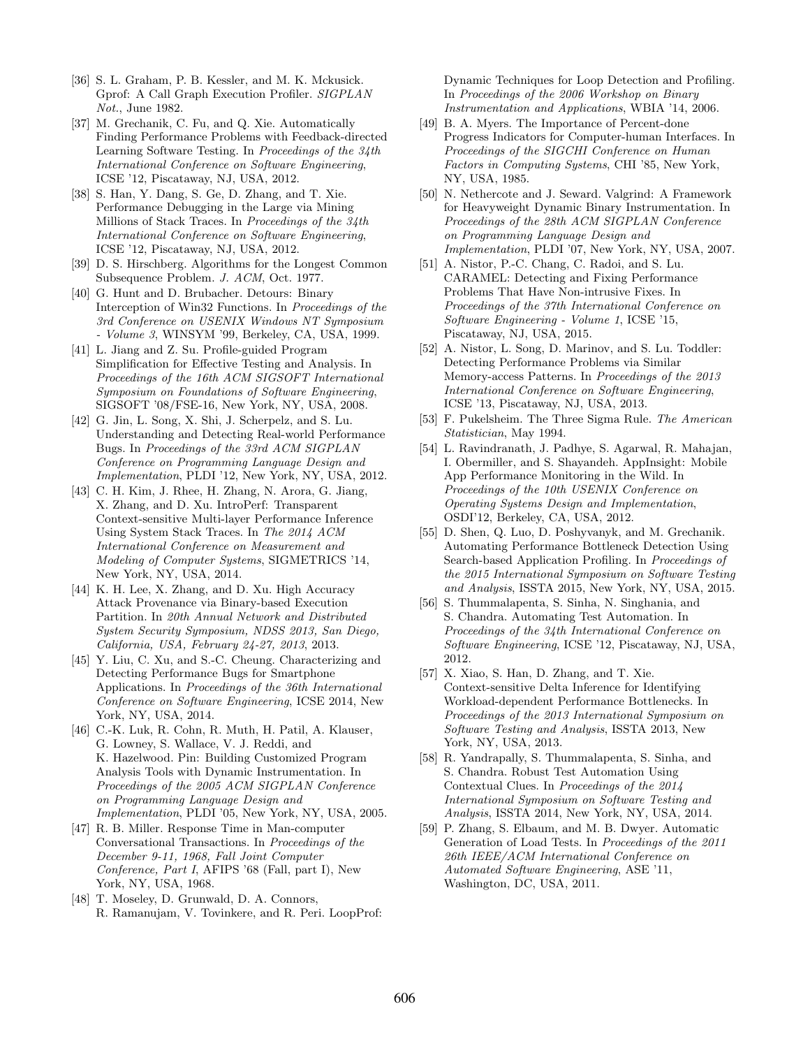[36] S. L. Graham, P. B. Kessler, and M. K. Mckusick. Gprof: A Call Graph Execution Profiler. *SIGPLAN Not.*, June 1982.

[37] M. Grechanik, C. Fu, and Q. Xie. Automatically Finding Performance Problems with Feedback-directed Learning Software Testing. In *Proceedings of the 34th International Conference on Software Engineering*, ICSE '12, Piscataway, NJ, USA, 2012.

[38] S. Han, Y. Dang, S. Ge, D. Zhang, and T. Xie. Performance Debugging in the Large via Mining Millions of Stack Traces. In *Proceedings of the 34th International Conference on Software Engineering*, ICSE '12, Piscataway, NJ, USA, 2012.

[39] D. S. Hirschberg. Algorithms for the Longest Common Subsequence Problem. *J. ACM*, Oct. 1977.

[40] G. Hunt and D. Brubacher. Detours: Binary Interception of Win32 Functions. In *Proceedings of the 3rd Conference on USENIX Windows NT Symposium - Volume 3*, WINSYM '99, Berkeley, CA, USA, 1999.

[41] L. Jiang and Z. Su. Profile-guided Program Simplification for Effective Testing and Analysis. In *Proceedings of the 16th ACM SIGSOFT International Symposium on Foundations of Software Engineering*, SIGSOFT '08/FSE-16, New York, NY, USA, 2008.

[42] G. Jin, L. Song, X. Shi, J. Scherpelz, and S. Lu. Understanding and Detecting Real-world Performance Bugs. In *Proceedings of the 33rd ACM SIGPLAN Conference on Programming Language Design and Implementation*, PLDI '12, New York, NY, USA, 2012.

[43] C. H. Kim, J. Rhee, H. Zhang, N. Arora, G. Jiang, X. Zhang, and D. Xu. IntroPerf: Transparent Context-sensitive Multi-layer Performance Inference Using System Stack Traces. In *The 2014 ACM International Conference on Measurement and Modeling of Computer Systems*, SIGMETRICS '14, New York, NY, USA, 2014.

[44] K. H. Lee, X. Zhang, and D. Xu. High Accuracy Attack Provenance via Binary-based Execution Partition. In *20th Annual Network and Distributed System Security Symposium, NDSS 2013, San Diego, California, USA, February 24-27, 2013*, 2013.

[45] Y. Liu, C. Xu, and S.-C. Cheung. Characterizing and Detecting Performance Bugs for Smartphone Applications. In *Proceedings of the 36th International Conference on Software Engineering*, ICSE 2014, New York, NY, USA, 2014.

[46] C.-K. Luk, R. Cohn, R. Muth, H. Patil, A. Klauser, G. Lowney, S. Wallace, V. J. Reddi, and K. Hazelwood. Pin: Building Customized Program Analysis Tools with Dynamic Instrumentation. In *Proceedings of the 2005 ACM SIGPLAN Conference on Programming Language Design and Implementation*, PLDI '05, New York, NY, USA, 2005.

[47] R. B. Miller. Response Time in Man-computer Conversational Transactions. In *Proceedings of the December 9-11, 1968, Fall Joint Computer Conference, Part I*, AFIPS '68 (Fall, part I), New York, NY, USA, 1968.

[48] T. Moseley, D. Grunwald, D. A. Connors, R. Ramanujam, V. Tovinkere, and R. Peri. LoopProf: Dynamic Techniques for Loop Detection and Profiling. In *Proceedings of the 2006 Workshop on Binary Instrumentation and Applications*, WBIA '14, 2006.

[49] B. A. Myers. The Importance of Percent-done Progress Indicators for Computer-human Interfaces. In *Proceedings of the SIGCHI Conference on Human Factors in Computing Systems*, CHI '85, New York, NY, USA, 1985.

[50] N. Nethercote and J. Seward. Valgrind: A Framework for Heavyweight Dynamic Binary Instrumentation. In *Proceedings of the 28th ACM SIGPLAN Conference on Programming Language Design and Implementation*, PLDI '07, New York, NY, USA, 2007.

[51] A. Nistor, P.-C. Chang, C. Radoi, and S. Lu. CARAMEL: Detecting and Fixing Performance Problems That Have Non-intrusive Fixes. In *Proceedings of the 37th International Conference on Software Engineering - Volume 1*, ICSE '15, Piscataway, NJ, USA, 2015.

[52] A. Nistor, L. Song, D. Marinov, and S. Lu. Toddler: Detecting Performance Problems via Similar Memory-access Patterns. In *Proceedings of the 2013 International Conference on Software Engineering*, ICSE '13, Piscataway, NJ, USA, 2013.

[53] F. Pukelsheim. The Three Sigma Rule. *The American Statistician*, May 1994.

[54] L. Ravindranath, J. Padhye, S. Agarwal, R. Mahajan, I. Obermiller, and S. Shayandeh. AppInsight: Mobile App Performance Monitoring in the Wild. In *Proceedings of the 10th USENIX Conference on Operating Systems Design and Implementation*, OSDI'12, Berkeley, CA, USA, 2012.

[55] D. Shen, Q. Luo, D. Poshyvanyk, and M. Grechanik. Automating Performance Bottleneck Detection Using Search-based Application Profiling. In *Proceedings of the 2015 International Symposium on Software Testing and Analysis*, ISSTA 2015, New York, NY, USA, 2015.

[56] S. Thummalapenta, S. Sinha, N. Singhania, and S. Chandra. Automating Test Automation. In *Proceedings of the 34th International Conference on Software Engineering*, ICSE '12, Piscataway, NJ, USA, 2012.

[57] X. Xiao, S. Han, D. Zhang, and T. Xie. Context-sensitive Delta Inference for Identifying Workload-dependent Performance Bottlenecks. In *Proceedings of the 2013 International Symposium on Software Testing and Analysis*, ISSTA 2013, New York, NY, USA, 2013.

[58] R. Yandrapally, S. Thummalapenta, S. Sinha, and S. Chandra. Robust Test Automation Using Contextual Clues. In *Proceedings of the 2014 International Symposium on Software Testing and Analysis*, ISSTA 2014, New York, NY, USA, 2014.

[59] P. Zhang, S. Elbaum, and M. B. Dwyer. Automatic Generation of Load Tests. In *Proceedings of the 2011 26th IEEE/ACM International Conference on Automated Software Engineering*, ASE '11, Washington, DC, USA, 2011.